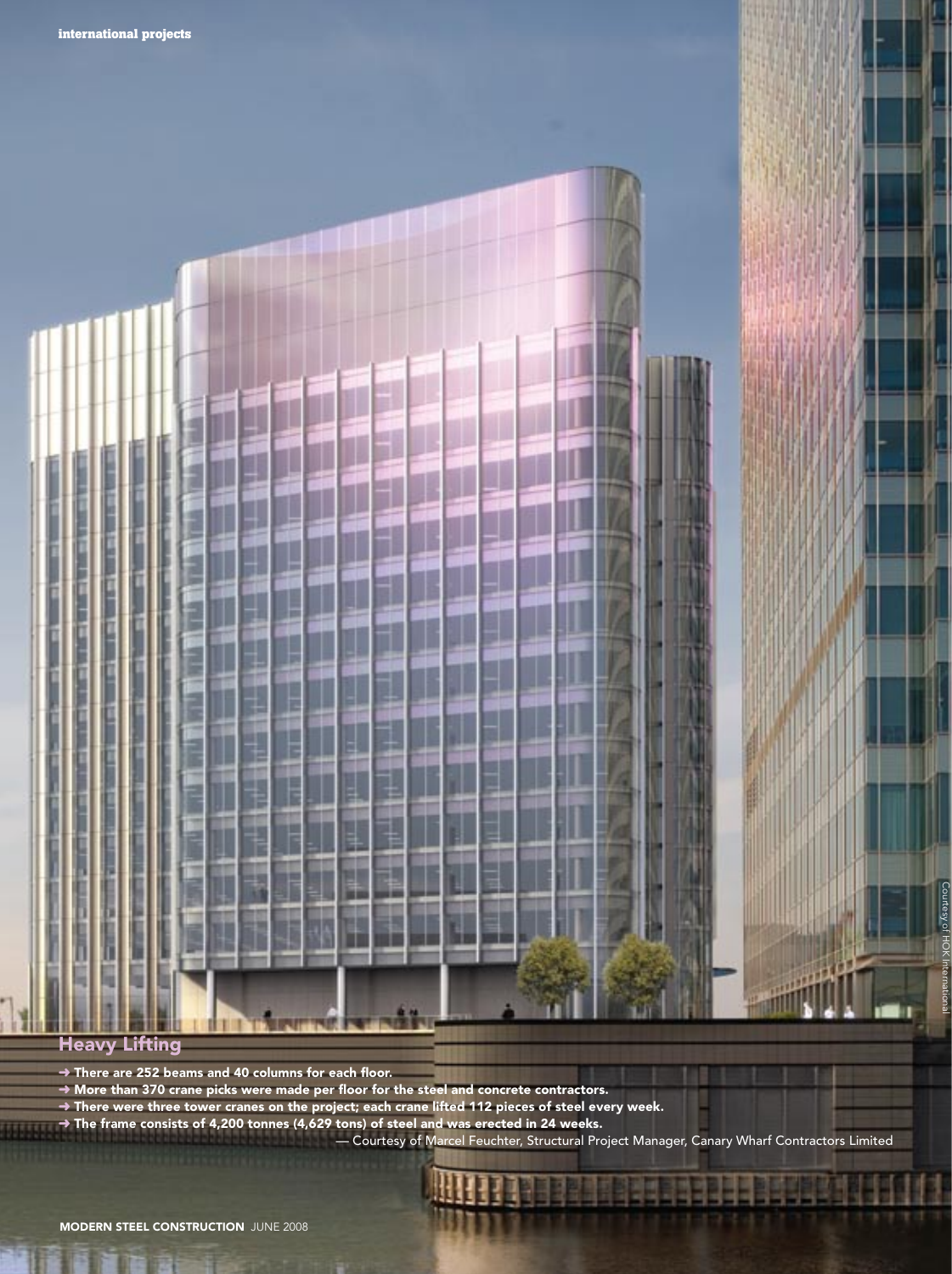## Heavy Lifting

- → There are 252 beams and 40 columns for each floor.
- → More than 370 crane picks were made per floor for the steel and concrete contractors.
- → There were three tower cranes on the project; each crane lifted 112 pieces of steel every week.
- → The frame consists of 4,200 tonnes (4,629 tons) of steel and was erected in 24 weeks.

— Courtesy of Marcel Feuchter, Structural Project Manager, Canary Wharf Contractors Limited

Courtesy of HOK International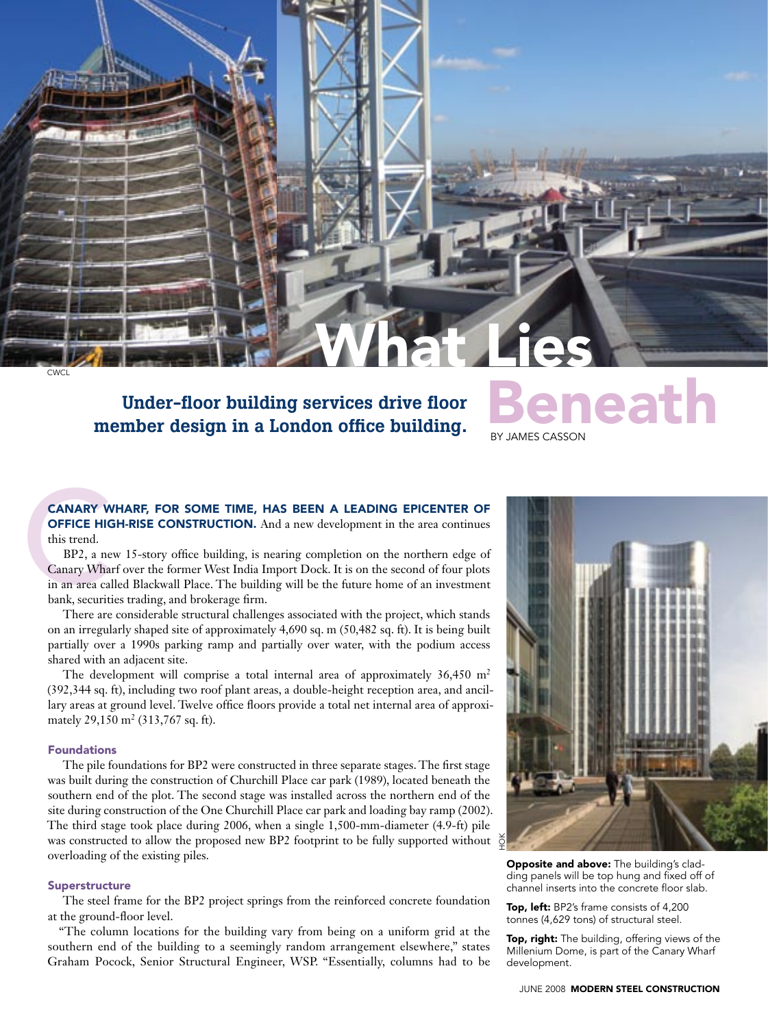# What Lies Beneath

**Under-floor building services drive floor member design in a London office building.**

BY JAMES CASSON

**CANARY WHARF, FOR SOME TIME, HAS BEEN A LEADING EPICENTER OF OFFICE HIGH-RISE CONSTRUCTION.** And a new development in the area continues this trend.

BP2, a new 15-story office building, is nearing completion on the northern edge of Canary Wharf over the former West India Import Dock. It is on the second of four plots in an area called Blackwall Place. The building will be the future home of an investment bank, securities trading, and brokerage firm.

There are considerable structural challenges associated with the project, which stands on an irregularly shaped site of approximately 4,690 sq. m (50,482 sq. ft). It is being built partially over a 1990s parking ramp and partially over water, with the podium access shared with an adjacent site.

The development will comprise a total internal area of approximately 36,450 $m^2$ (392,344 sq. ft), including two roof plant areas, a double-height reception area, and ancillary areas at ground level. Twelve office floors provide a total net internal area of approximately 29,150 $m^2$ (313,767 sq. ft).

### Foundations

The pile foundations for BP2 were constructed in three separate stages. The first stage was built during the construction of Churchill Place car park (1989), located beneath the southern end of the plot. The second stage was installed across the northern end of the site during construction of the One Churchill Place car park and loading bay ramp (2002). The third stage took place during 2006, when a single 1,500-mm-diameter (4.9-ft) pile was constructed to allow the proposed new BP2 footprint to be fully supported without overloading of the existing piles.

### Superstructure

The steel frame for the BP2 project springs from the reinforced concrete foundation at the ground-floor level.

"The column locations for the building vary from being on a uniform grid at the southern end of the building to a seemingly random arrangement elsewhere," states Graham Pocock, Senior Structural Engineer, WSP. "Essentially, columns had to be

**Opposite and above:** The building's cladding panels will be top hung and fixed off of channel inserts into the concrete floor slab.

**Top, left:** BP2's frame consists of 4,200 tonnes (4,629 tons) of structural steel.

**Top, right:** The building, offering views of the Millenium Dome, is part of the Canary Wharf development.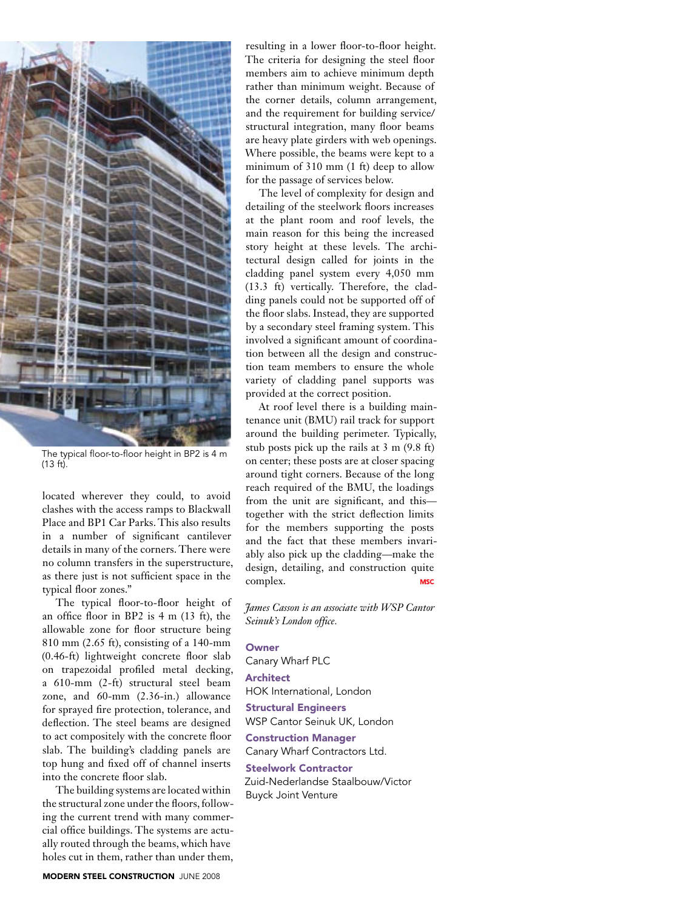The typical floor-to-floor height in BP2 is 4 m (13 ft).

located wherever they could, to avoid clashes with the access ramps to Blackwall Place and BP1 Car Parks. This also results in a number of significant cantilever details in many of the corners. There were no column transfers in the superstructure, as there just is not sufficient space in the typical floor zones."

The typical floor-to-floor height of an office floor in BP2 is 4 m (13 ft), the allowable zone for floor structure being 810 mm (2.65 ft), consisting of a 140-mm (0.46-ft) lightweight concrete floor slab on trapezoidal profiled metal decking, a 610-mm (2-ft) structural steel beam zone, and 60-mm (2.36-in.) allowance for sprayed fire protection, tolerance, and deflection. The steel beams are designed to act compositely with the concrete floor slab. The building's cladding panels are top hung and fixed off of channel inserts into the concrete floor slab.

The building systems are located within the structural zone under the floors, following the current trend with many commercial office buildings. The systems are actually routed through the beams, which have holes cut in them, rather than under them, resulting in a lower floor-to-floor height. The criteria for designing the steel floor members aim to achieve minimum depth rather than minimum weight. Because of the corner details, column arrangement, and the requirement for building service/structural integration, many floor beams are heavy plate girders with web openings. Where possible, the beams were kept to a minimum of 310 mm (1 ft) deep to allow for the passage of services below.

The level of complexity for design and detailing of the steelwork floors increases at the plant room and roof levels, the main reason for this being the increased story height at these levels. The architectural design called for joints in the cladding panel system every 4,050 mm (13.3 ft) vertically. Therefore, the cladding panels could not be supported off of the floor slabs. Instead, they are supported by a secondary steel framing system. This involved a significant amount of coordination between all the design and construction team members to ensure the whole variety of cladding panel supports was provided at the correct position.

At roof level there is a building maintenance unit (BMU) rail track for support around the building perimeter. Typically, stub posts pick up the rails at 3 m (9.8 ft) on center; these posts are at closer spacing around tight corners. Because of the long reach required of the BMU, the loadings from the unit are significant, and this—together with the strict deflection limits for the members supporting the posts and the fact that these members invariably also pick up the cladding—make the design, detailing, and construction quite complex. MSC

*James Casson is an associate with WSP Cantor Seinuk's London office.*

**Owner**
Canary Wharf PLC

**Architect**
HOK International, London

**Structural Engineers**
WSP Cantor Seinuk UK, London

**Construction Manager**
Canary Wharf Contractors Ltd.

**Steelwork Contractor**
Zuid-Nederlandse Staalbouw/Victor Buyck Joint Venture